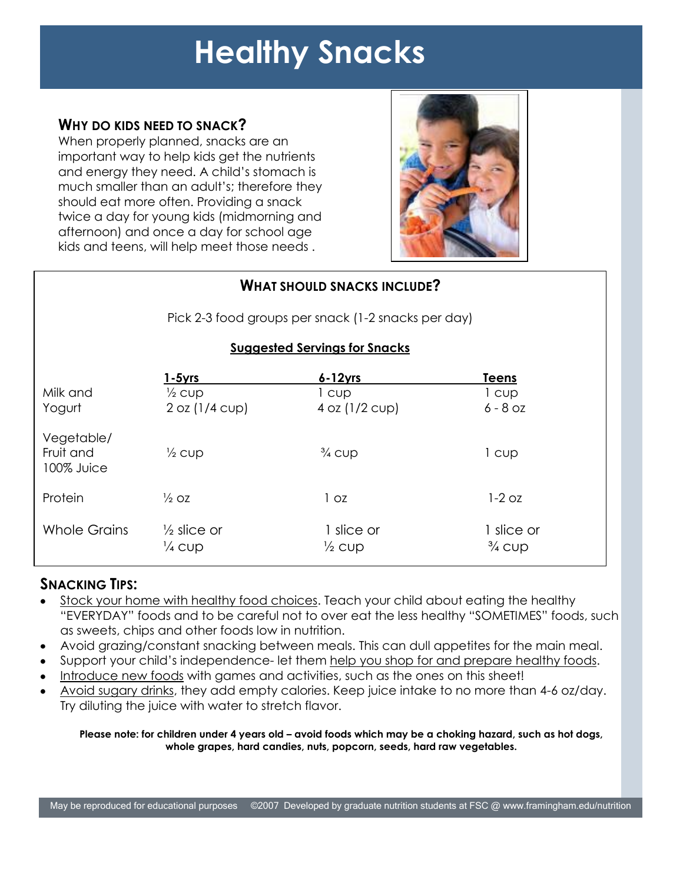# Healthy Snacks

## Why do kids need to snack?

When properly planned, snacks are an important way to help kids get the nutrients and energy they need. A child's stomach is much smaller than an adult's; therefore they should eat more often. Providing a snack twice a day for young kids (midmorning and afternoon) and once a day for school age kids and teens, will help meet those needs .

## What should snacks include?

Pick 2-3 food groups per snack (1-2 snacks per day)

**Suggested Servings for Snacks**

| | 1-5yrs | 6-12yrs | Teens |
|---|---|---|---|
| Milk and<br>Yogurt | ½ cup<br>2 oz (1/4 cup) | 1 cup<br>4 oz (1/2 cup) | 1 cup<br>6 - 8 oz |
| Vegetable/ Fruit and 100% Juice | ½ cup | ¾ cup | 1 cup |
| Protein | ½ oz | 1 oz | 1-2 oz |
| Whole Grains | ½ slice or<br>¼ cup | 1 slice or<br>½ cup | 1 slice or<br>¾ cup |

## Snacking Tips:

- Stock your home with healthy food choices. Teach your child about eating the healthy "EVERYDAY" foods and to be careful not to over eat the less healthy "SOMETIMES" foods, such as sweets, chips and other foods low in nutrition.
- Avoid grazing/constant snacking between meals. This can dull appetites for the main meal.
- Support your child's independence- let them help you shop for and prepare healthy foods.
- Introduce new foods with games and activities, such as the ones on this sheet!
- Avoid sugary drinks, they add empty calories. Keep juice intake to no more than 4-6 oz/day. Try diluting the juice with water to stretch flavor.

**Please note: for children under 4 years old – avoid foods which may be a choking hazard, such as hot dogs, whole grapes, hard candies, nuts, popcorn, seeds, hard raw vegetables.**

May be reproduced for educational purposes ©2007 Developed by graduate nutrition students at FSC @ www.framingham.edu/nutrition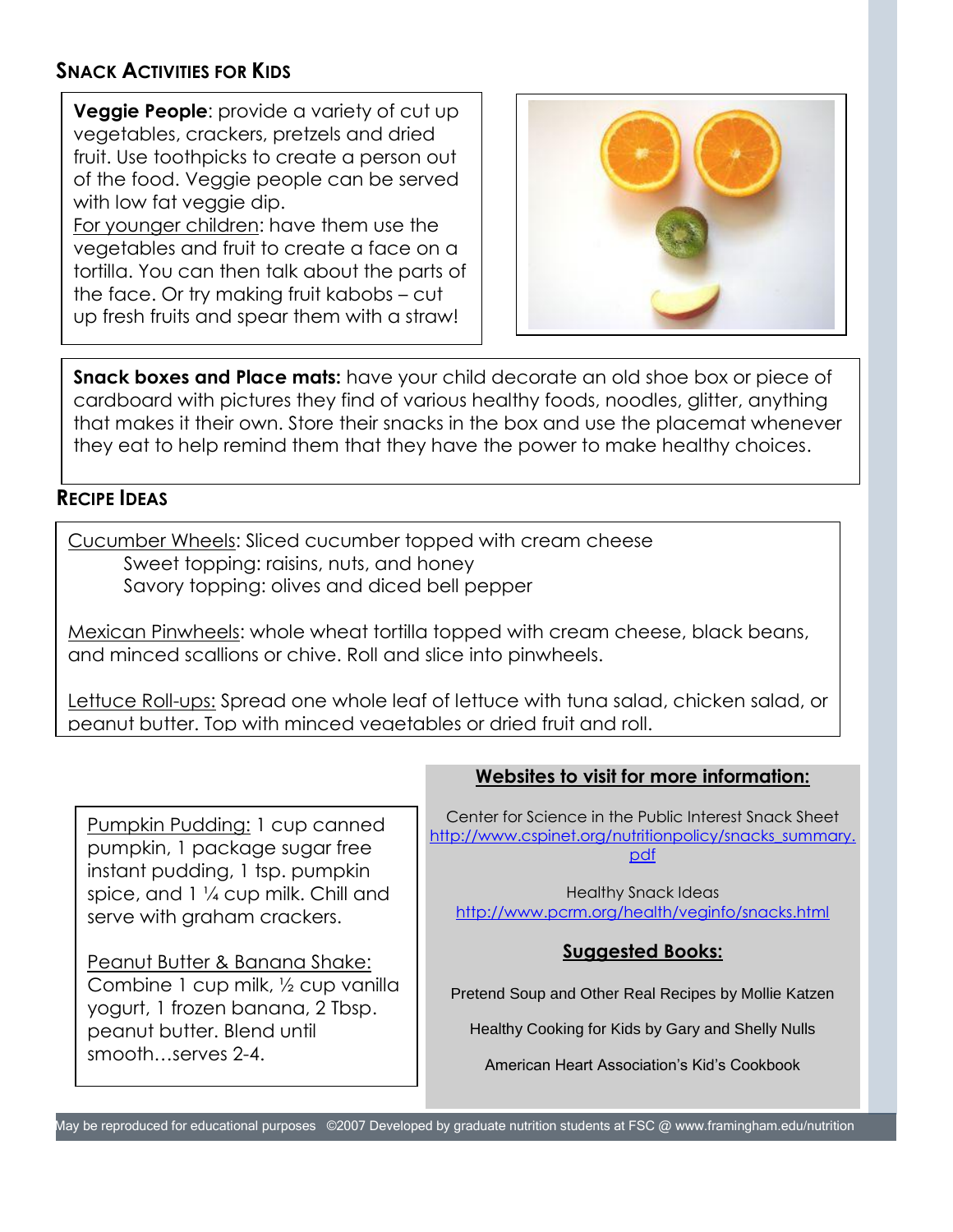## Snack Activities for Kids

**Veggie People**: provide a variety of cut up vegetables, crackers, pretzels and dried fruit. Use toothpicks to create a person out of the food. Veggie people can be served with low fat veggie dip.
For younger children: have them use the vegetables and fruit to create a face on a tortilla. You can then talk about the parts of the face. Or try making fruit kabobs – cut up fresh fruits and spear them with a straw!

**Snack boxes and Place mats:** have your child decorate an old shoe box or piece of cardboard with pictures they find of various healthy foods, noodles, glitter, anything that makes it their own. Store their snacks in the box and use the placemat whenever they eat to help remind them that they have the power to make healthy choices.

## Recipe Ideas

Cucumber Wheels: Sliced cucumber topped with cream cheese
Sweet topping: raisins, nuts, and honey
Savory topping: olives and diced bell pepper

Mexican Pinwheels: whole wheat tortilla topped with cream cheese, black beans, and minced scallions or chive. Roll and slice into pinwheels.

Lettuce Roll-ups: Spread one whole leaf of lettuce with tuna salad, chicken salad, or peanut butter. Top with minced vegetables or dried fruit and roll.

Pumpkin Pudding: 1 cup canned pumpkin, 1 package sugar free instant pudding, 1 tsp. pumpkin spice, and 1 ¼ cup milk. Chill and serve with graham crackers.

Peanut Butter & Banana Shake: Combine 1 cup milk, ½ cup vanilla yogurt, 1 frozen banana, 2 Tbsp. peanut butter. Blend until smooth…serves 2-4.

### Websites to visit for more information:

Center for Science in the Public Interest Snack Sheet
http://www.cspinet.org/nutritionpolicy/snacks_summary.pdf

Healthy Snack Ideas
http://www.pcrm.org/health/veginfo/snacks.html

### Suggested Books:

Pretend Soup and Other Real Recipes by Mollie Katzen

Healthy Cooking for Kids by Gary and Shelly Nulls

American Heart Association's Kid's Cookbook

May be reproduced for educational purposes ©2007 Developed by graduate nutrition students at FSC @ www.framingham.edu/nutrition